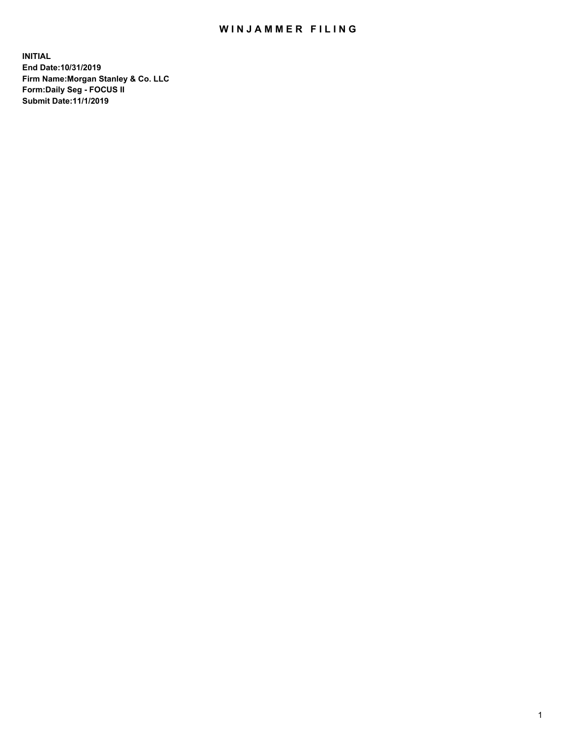# WINJAMMER FILING

**INITIAL**
**End Date:10/31/2019**
**Firm Name:Morgan Stanley & Co. LLC**
**Form:Daily Seg - FOCUS II**
**Submit Date:11/1/2019**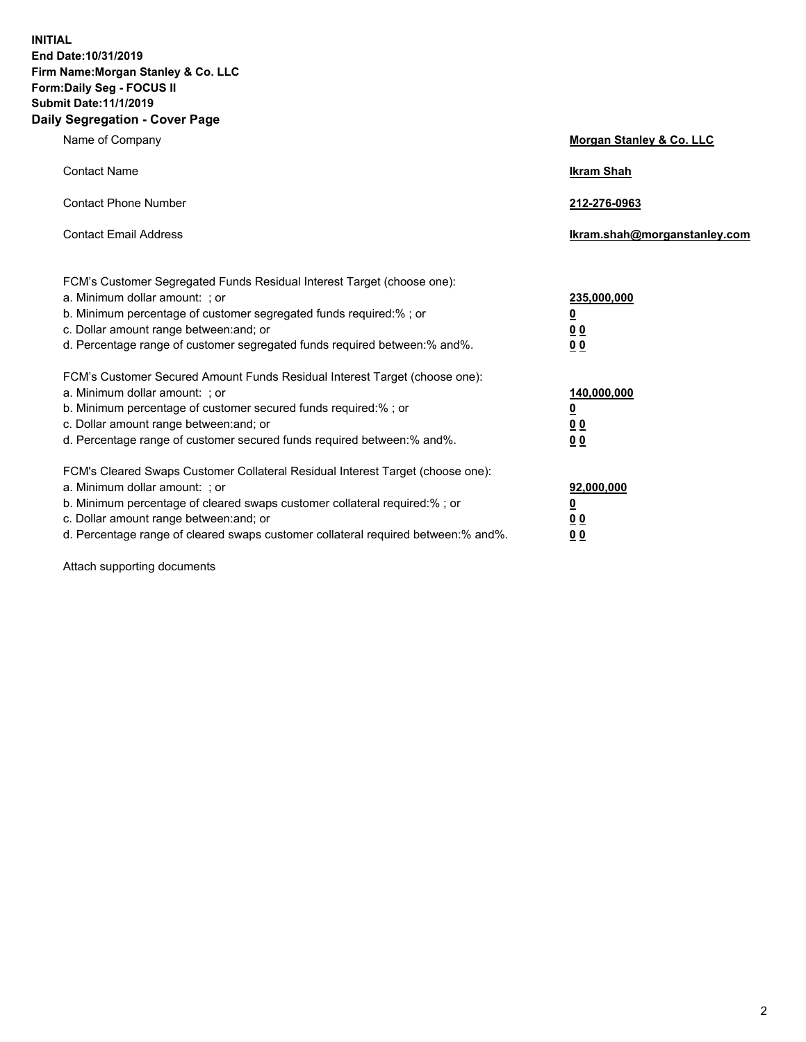**INITIAL**
**End Date:10/31/2019**
**Firm Name:Morgan Stanley & Co. LLC**
**Form:Daily Seg - FOCUS II**
**Submit Date:11/1/2019**

## Daily Segregation - Cover Page

| | |
|---|---|
| Name of Company | **Morgan Stanley & Co. LLC** |
| Contact Name | **Ikram Shah** |
| Contact Phone Number | **212-276-0963** |
| Contact Email Address | **Ikram.shah@morganstanley.com** |

| | |
|---|---|
| FCM's Customer Segregated Funds Residual Interest Target (choose one): | |
| a. Minimum dollar amount: ; or | **235,000,000** |
| b. Minimum percentage of customer segregated funds required:% ; or | **0** |
| c. Dollar amount range between:and; or | **0 0** |
| d. Percentage range of customer segregated funds required between:% and%. | **0 0** |
| FCM's Customer Secured Amount Funds Residual Interest Target (choose one): | |
| a. Minimum dollar amount: ; or | **140,000,000** |
| b. Minimum percentage of customer secured funds required:% ; or | **0** |
| c. Dollar amount range between:and; or | **0 0** |
| d. Percentage range of customer secured funds required between:% and%. | **0 0** |
| FCM's Cleared Swaps Customer Collateral Residual Interest Target (choose one): | |
| a. Minimum dollar amount: ; or | **92,000,000** |
| b. Minimum percentage of cleared swaps customer collateral required:% ; or | **0** |
| c. Dollar amount range between:and; or | **0 0** |
| d. Percentage range of cleared swaps customer collateral required between:% and%. | **0 0** |

Attach supporting documents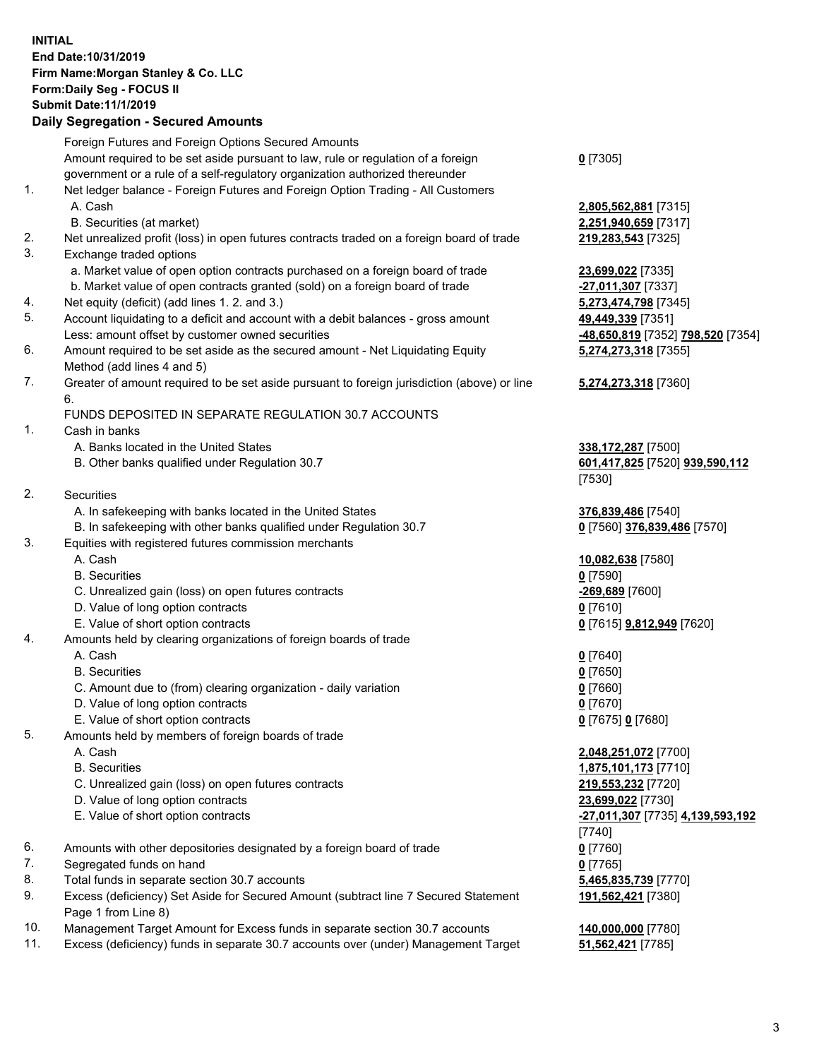**INITIAL**
**End Date:10/31/2019**
**Firm Name:Morgan Stanley & Co. LLC**
**Form:Daily Seg - FOCUS II**
**Submit Date:11/1/2019**

## Daily Segregation - Secured Amounts

| | | |
|---|---|---|
| | Foreign Futures and Foreign Options Secured Amounts | |
| | Amount required to be set aside pursuant to law, rule or regulation of a foreign government or a rule of a self-regulatory organization authorized thereunder | **0** [7305] |
| 1. | Net ledger balance - Foreign Futures and Foreign Option Trading - All Customers | |
| | A. Cash | **2,805,562,881** [7315] |
| | B. Securities (at market) | **2,251,940,659** [7317] |
| 2. | Net unrealized profit (loss) in open futures contracts traded on a foreign board of trade | **219,283,543** [7325] |
| 3. | Exchange traded options | |
| | a. Market value of open option contracts purchased on a foreign board of trade | **23,699,022** [7335] |
| | b. Market value of open contracts granted (sold) on a foreign board of trade | **-27,011,307** [7337] |
| 4. | Net equity (deficit) (add lines 1. 2. and 3.) | **5,273,474,798** [7345] |
| 5. | Account liquidating to a deficit and account with a debit balances - gross amount | **49,449,339** [7351] |
| | Less: amount offset by customer owned securities | **-48,650,819** [7352] **798,520** [7354] |
| 6. | Amount required to be set aside as the secured amount - Net Liquidating Equity Method (add lines 4 and 5) | **5,274,273,318** [7355] |
| 7. | Greater of amount required to be set aside pursuant to foreign jurisdiction (above) or line 6. | **5,274,273,318** [7360] |
| | FUNDS DEPOSITED IN SEPARATE REGULATION 30.7 ACCOUNTS | |
| 1. | Cash in banks | |
| | A. Banks located in the United States | **338,172,287** [7500] |
| | B. Other banks qualified under Regulation 30.7 | **601,417,825** [7520] **939,590,112** [7530] |
| 2. | Securities | |
| | A. In safekeeping with banks located in the United States | **376,839,486** [7540] |
| | B. In safekeeping with other banks qualified under Regulation 30.7 | **0** [7560] **376,839,486** [7570] |
| 3. | Equities with registered futures commission merchants | |
| | A. Cash | **10,082,638** [7580] |
| | B. Securities | **0** [7590] |
| | C. Unrealized gain (loss) on open futures contracts | **-269,689** [7600] |
| | D. Value of long option contracts | **0** [7610] |
| | E. Value of short option contracts | **0** [7615] **9,812,949** [7620] |
| 4. | Amounts held by clearing organizations of foreign boards of trade | |
| | A. Cash | **0** [7640] |
| | B. Securities | **0** [7650] |
| | C. Amount due to (from) clearing organization - daily variation | **0** [7660] |
| | D. Value of long option contracts | **0** [7670] |
| | E. Value of short option contracts | **0** [7675] **0** [7680] |
| 5. | Amounts held by members of foreign boards of trade | |
| | A. Cash | **2,048,251,072** [7700] |
| | B. Securities | **1,875,101,173** [7710] |
| | C. Unrealized gain (loss) on open futures contracts | **219,553,232** [7720] |
| | D. Value of long option contracts | **23,699,022** [7730] |
| | E. Value of short option contracts | **-27,011,307** [7735] **4,139,593,192** [7740] |
| 6. | Amounts with other depositories designated by a foreign board of trade | **0** [7760] |
| 7. | Segregated funds on hand | **0** [7765] |
| 8. | Total funds in separate section 30.7 accounts | **5,465,835,739** [7770] |
| 9. | Excess (deficiency) Set Aside for Secured Amount (subtract line 7 Secured Statement Page 1 from Line 8) | **191,562,421** [7380] |
| 10. | Management Target Amount for Excess funds in separate section 30.7 accounts | **140,000,000** [7780] |
| 11. | Excess (deficiency) funds in separate 30.7 accounts over (under) Management Target | **51,562,421** [7785] |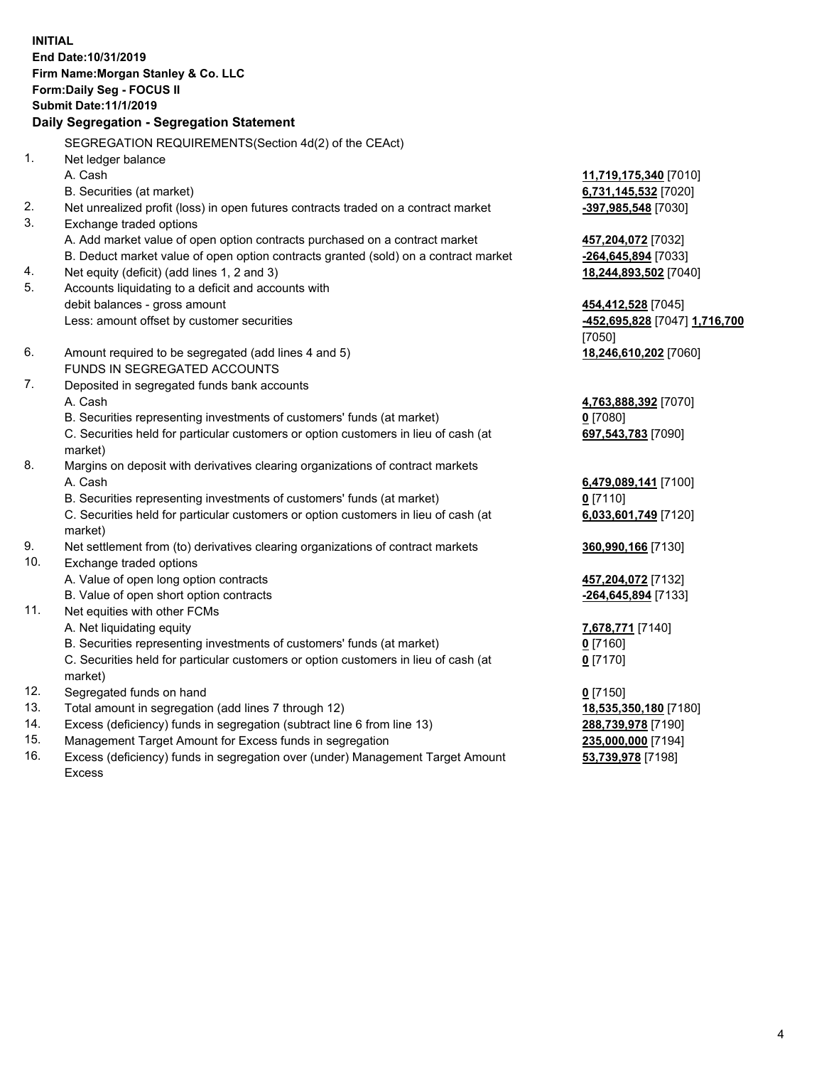**INITIAL**
**End Date:10/31/2019**
**Firm Name:Morgan Stanley & Co. LLC**
**Form:Daily Seg - FOCUS II**
**Submit Date:11/1/2019**

## Daily Segregation - Segregation Statement

SEGREGATION REQUIREMENTS(Section 4d(2) of the CEAct)

| | | |
|---|---|---|
| 1. | Net ledger balance | |
| | A. Cash | **11,719,175,340** [7010] |
| | B. Securities (at market) | **6,731,145,532** [7020] |
| 2. | Net unrealized profit (loss) in open futures contracts traded on a contract market | **-397,985,548** [7030] |
| 3. | Exchange traded options | |
| | A. Add market value of open option contracts purchased on a contract market | **457,204,072** [7032] |
| | B. Deduct market value of open option contracts granted (sold) on a contract market | **-264,645,894** [7033] |
| 4. | Net equity (deficit) (add lines 1, 2 and 3) | **18,244,893,502** [7040] |
| 5. | Accounts liquidating to a deficit and accounts with debit balances - gross amount | **454,412,528** [7045] |
| | Less: amount offset by customer securities | **-452,695,828** [7047] **1,716,700** [7050] |
| 6. | Amount required to be segregated (add lines 4 and 5) | **18,246,610,202** [7060] |
| | FUNDS IN SEGREGATED ACCOUNTS | |
| 7. | Deposited in segregated funds bank accounts | |
| | A. Cash | **4,763,888,392** [7070] |
| | B. Securities representing investments of customers' funds (at market) | **0** [7080] |
| | C. Securities held for particular customers or option customers in lieu of cash (at market) | **697,543,783** [7090] |
| 8. | Margins on deposit with derivatives clearing organizations of contract markets | |
| | A. Cash | **6,479,089,141** [7100] |
| | B. Securities representing investments of customers' funds (at market) | **0** [7110] |
| | C. Securities held for particular customers or option customers in lieu of cash (at market) | **6,033,601,749** [7120] |
| 9. | Net settlement from (to) derivatives clearing organizations of contract markets | **360,990,166** [7130] |
| 10. | Exchange traded options | |
| | A. Value of open long option contracts | **457,204,072** [7132] |
| | B. Value of open short option contracts | **-264,645,894** [7133] |
| 11. | Net equities with other FCMs | |
| | A. Net liquidating equity | **7,678,771** [7140] |
| | B. Securities representing investments of customers' funds (at market) | **0** [7160] |
| | C. Securities held for particular customers or option customers in lieu of cash (at market) | **0** [7170] |
| 12. | Segregated funds on hand | **0** [7150] |
| 13. | Total amount in segregation (add lines 7 through 12) | **18,535,350,180** [7180] |
| 14. | Excess (deficiency) funds in segregation (subtract line 6 from line 13) | **288,739,978** [7190] |
| 15. | Management Target Amount for Excess funds in segregation | **235,000,000** [7194] |
| 16. | Excess (deficiency) funds in segregation over (under) Management Target Amount Excess | **53,739,978** [7198] |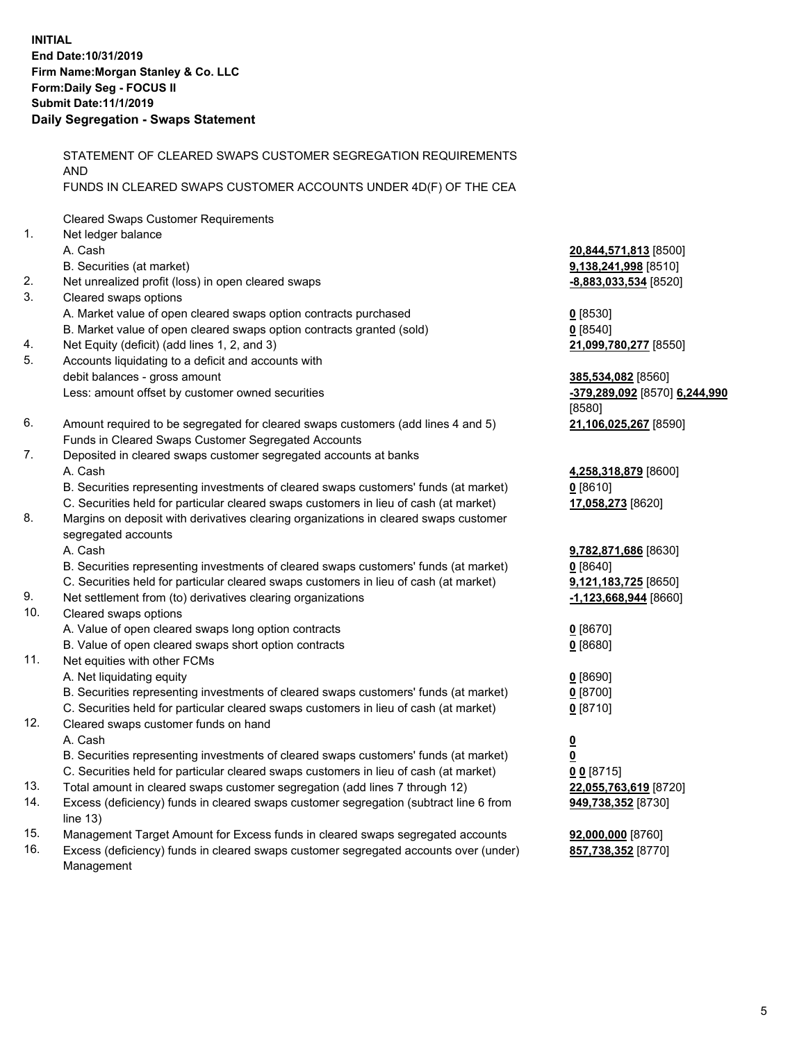**INITIAL**
**End Date:10/31/2019**
**Firm Name:Morgan Stanley & Co. LLC**
**Form:Daily Seg - FOCUS II**
**Submit Date:11/1/2019**
**Daily Segregation - Swaps Statement**

STATEMENT OF CLEARED SWAPS CUSTOMER SEGREGATION REQUIREMENTS AND FUNDS IN CLEARED SWAPS CUSTOMER ACCOUNTS UNDER 4D(F) OF THE CEA

| | | |
|---|---|---|
| | Cleared Swaps Customer Requirements | |
| 1. | Net ledger balance | |
| | A. Cash | **20,844,571,813** [8500] |
| | B. Securities (at market) | **9,138,241,998** [8510] |
| 2. | Net unrealized profit (loss) in open cleared swaps | **-8,883,033,534** [8520] |
| 3. | Cleared swaps options | |
| | A. Market value of open cleared swaps option contracts purchased | **0** [8530] |
| | B. Market value of open cleared swaps option contracts granted (sold) | **0** [8540] |
| 4. | Net Equity (deficit) (add lines 1, 2, and 3) | **21,099,780,277** [8550] |
| 5. | Accounts liquidating to a deficit and accounts with debit balances - gross amount | **385,534,082** [8560] |
| | Less: amount offset by customer owned securities | **-379,289,092** [8570] **6,244,990** [8580] |
| 6. | Amount required to be segregated for cleared swaps customers (add lines 4 and 5) | **21,106,025,267** [8590] |
| | Funds in Cleared Swaps Customer Segregated Accounts | |
| 7. | Deposited in cleared swaps customer segregated accounts at banks | |
| | A. Cash | **4,258,318,879** [8600] |
| | B. Securities representing investments of cleared swaps customers' funds (at market) | **0** [8610] |
| | C. Securities held for particular cleared swaps customers in lieu of cash (at market) | **17,058,273** [8620] |
| 8. | Margins on deposit with derivatives clearing organizations in cleared swaps customer segregated accounts | |
| | A. Cash | **9,782,871,686** [8630] |
| | B. Securities representing investments of cleared swaps customers' funds (at market) | **0** [8640] |
| | C. Securities held for particular cleared swaps customers in lieu of cash (at market) | **9,121,183,725** [8650] |
| 9. | Net settlement from (to) derivatives clearing organizations | **-1,123,668,944** [8660] |
| 10. | Cleared swaps options | |
| | A. Value of open cleared swaps long option contracts | **0** [8670] |
| | B. Value of open cleared swaps short option contracts | **0** [8680] |
| 11. | Net equities with other FCMs | |
| | A. Net liquidating equity | **0** [8690] |
| | B. Securities representing investments of cleared swaps customers' funds (at market) | **0** [8700] |
| | C. Securities held for particular cleared swaps customers in lieu of cash (at market) | **0** [8710] |
| 12. | Cleared swaps customer funds on hand | |
| | A. Cash | **0** |
| | B. Securities representing investments of cleared swaps customers' funds (at market) | **0** |
| | C. Securities held for particular cleared swaps customers in lieu of cash (at market) | **0** **0** [8715] |
| 13. | Total amount in cleared swaps customer segregation (add lines 7 through 12) | **22,055,763,619** [8720] |
| 14. | Excess (deficiency) funds in cleared swaps customer segregation (subtract line 6 from line 13) | **949,738,352** [8730] |
| 15. | Management Target Amount for Excess funds in cleared swaps segregated accounts | **92,000,000** [8760] |
| 16. | Excess (deficiency) funds in cleared swaps customer segregated accounts over (under) Management | **857,738,352** [8770] |